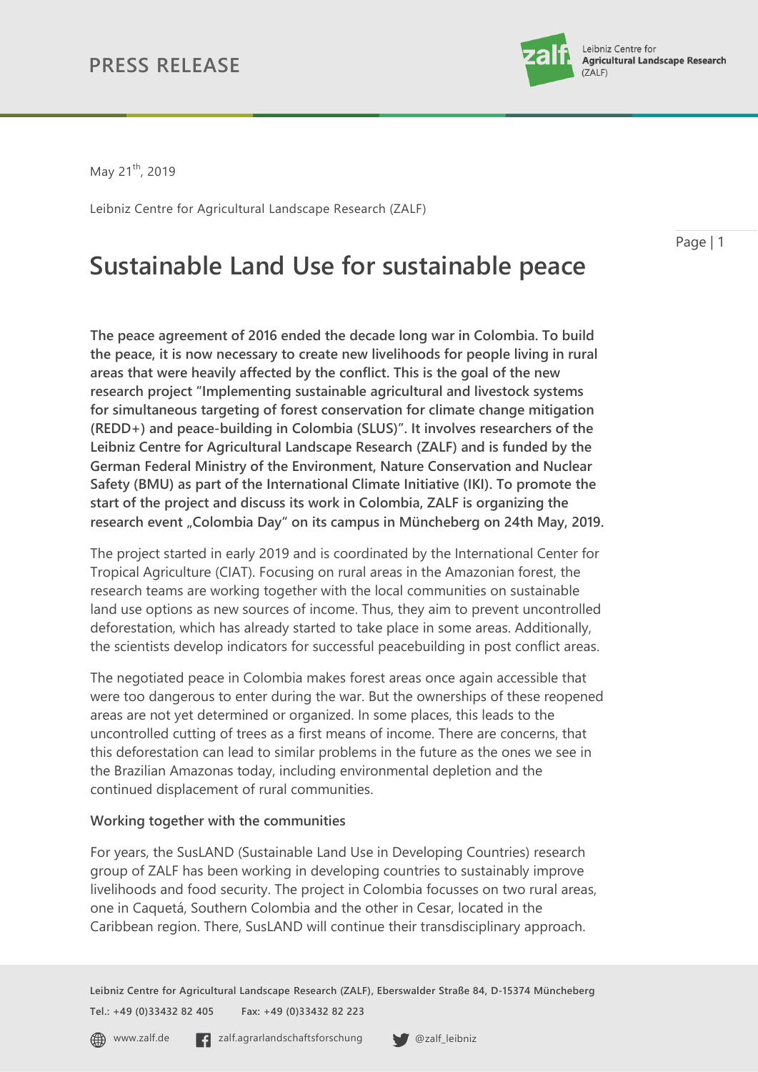# PRESS RELEASE

May 21th, 2019

Leibniz Centre for Agricultural Landscape Research (ZALF)

# Sustainable Land Use for sustainable peace

**The peace agreement of 2016 ended the decade long war in Colombia. To build the peace, it is now necessary to create new livelihoods for people living in rural areas that were heavily affected by the conflict. This is the goal of the new research project "Implementing sustainable agricultural and livestock systems for simultaneous targeting of forest conservation for climate change mitigation (REDD+) and peace-building in Colombia (SLUS)". It involves researchers of the Leibniz Centre for Agricultural Landscape Research (ZALF) and is funded by the German Federal Ministry of the Environment, Nature Conservation and Nuclear Safety (BMU) as part of the International Climate Initiative (IKI). To promote the start of the project and discuss its work in Colombia, ZALF is organizing the research event „Colombia Day" on its campus in Müncheberg on 24th May, 2019.**

The project started in early 2019 and is coordinated by the International Center for Tropical Agriculture (CIAT). Focusing on rural areas in the Amazonian forest, the research teams are working together with the local communities on sustainable land use options as new sources of income. Thus, they aim to prevent uncontrolled deforestation, which has already started to take place in some areas. Additionally, the scientists develop indicators for successful peacebuilding in post conflict areas.

The negotiated peace in Colombia makes forest areas once again accessible that were too dangerous to enter during the war. But the ownerships of these reopened areas are not yet determined or organized. In some places, this leads to the uncontrolled cutting of trees as a first means of income. There are concerns, that this deforestation can lead to similar problems in the future as the ones we see in the Brazilian Amazonas today, including environmental depletion and the continued displacement of rural communities.

**Working together with the communities**

For years, the SusLAND (Sustainable Land Use in Developing Countries) research group of ZALF has been working in developing countries to sustainably improve livelihoods and food security. The project in Colombia focusses on two rural areas, one in Caquetá, Southern Colombia and the other in Cesar, located in the Caribbean region. There, SusLAND will continue their transdisciplinary approach.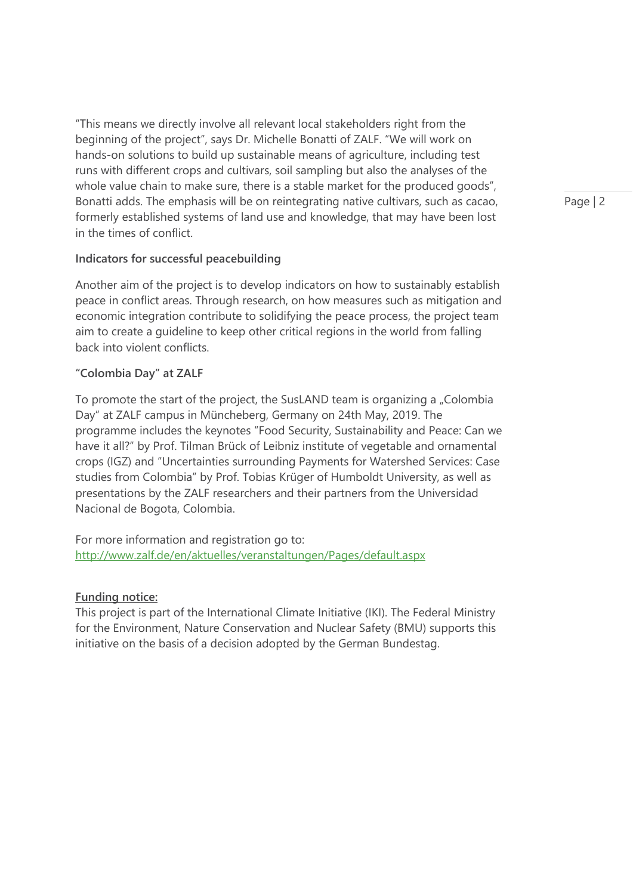"This means we directly involve all relevant local stakeholders right from the beginning of the project", says Dr. Michelle Bonatti of ZALF. "We will work on hands-on solutions to build up sustainable means of agriculture, including test runs with different crops and cultivars, soil sampling but also the analyses of the whole value chain to make sure, there is a stable market for the produced goods", Bonatti adds. The emphasis will be on reintegrating native cultivars, such as cacao, formerly established systems of land use and knowledge, that may have been lost in the times of conflict.

**Indicators for successful peacebuilding**

Another aim of the project is to develop indicators on how to sustainably establish peace in conflict areas. Through research, on how measures such as mitigation and economic integration contribute to solidifying the peace process, the project team aim to create a guideline to keep other critical regions in the world from falling back into violent conflicts.

**"Colombia Day" at ZALF**

To promote the start of the project, the SusLAND team is organizing a „Colombia Day" at ZALF campus in Müncheberg, Germany on 24th May, 2019. The programme includes the keynotes "Food Security, Sustainability and Peace: Can we have it all?" by Prof. Tilman Brück of Leibniz institute of vegetable and ornamental crops (IGZ) and "Uncertainties surrounding Payments for Watershed Services: Case studies from Colombia" by Prof. Tobias Krüger of Humboldt University, as well as presentations by the ZALF researchers and their partners from the Universidad Nacional de Bogota, Colombia.

For more information and registration go to:
http://www.zalf.de/en/aktuelles/veranstaltungen/Pages/default.aspx

**Funding notice:**

This project is part of the International Climate Initiative (IKI). The Federal Ministry for the Environment, Nature Conservation and Nuclear Safety (BMU) supports this initiative on the basis of a decision adopted by the German Bundestag.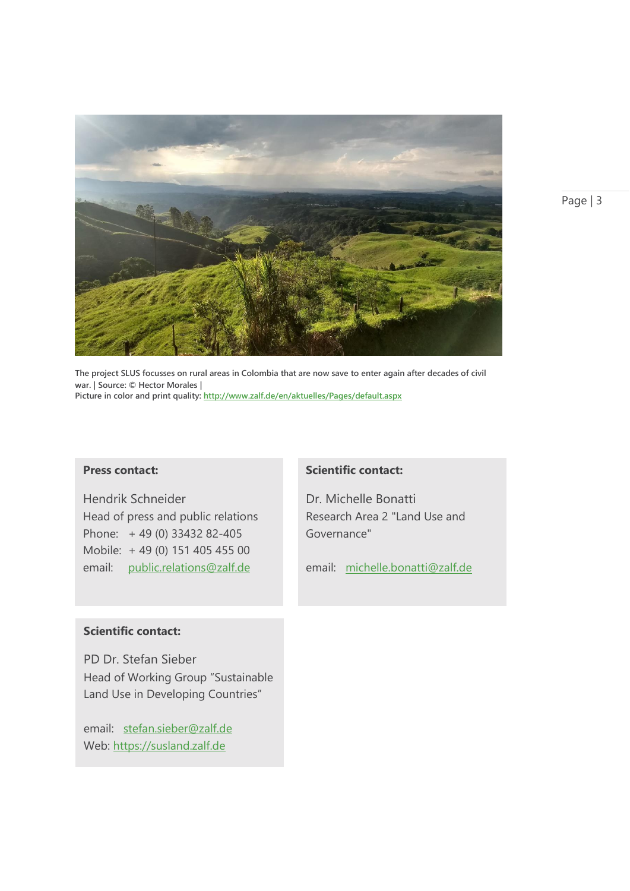The project SLUS focusses on rural areas in Colombia that are now save to enter again after decades of civil war. | Source: © Hector Morales |
Picture in color and print quality: http://www.zalf.de/en/aktuelles/Pages/default.aspx

**Press contact:**

Hendrik Schneider
Head of press and public relations
Phone: + 49 (0) 33432 82-405
Mobile: + 49 (0) 151 405 455 00
email: public.relations@zalf.de

**Scientific contact:**

Dr. Michelle Bonatti
Research Area 2 "Land Use and Governance"

email: michelle.bonatti@zalf.de

**Scientific contact:**

PD Dr. Stefan Sieber
Head of Working Group "Sustainable Land Use in Developing Countries"

email: stefan.sieber@zalf.de
Web: https://susland.zalf.de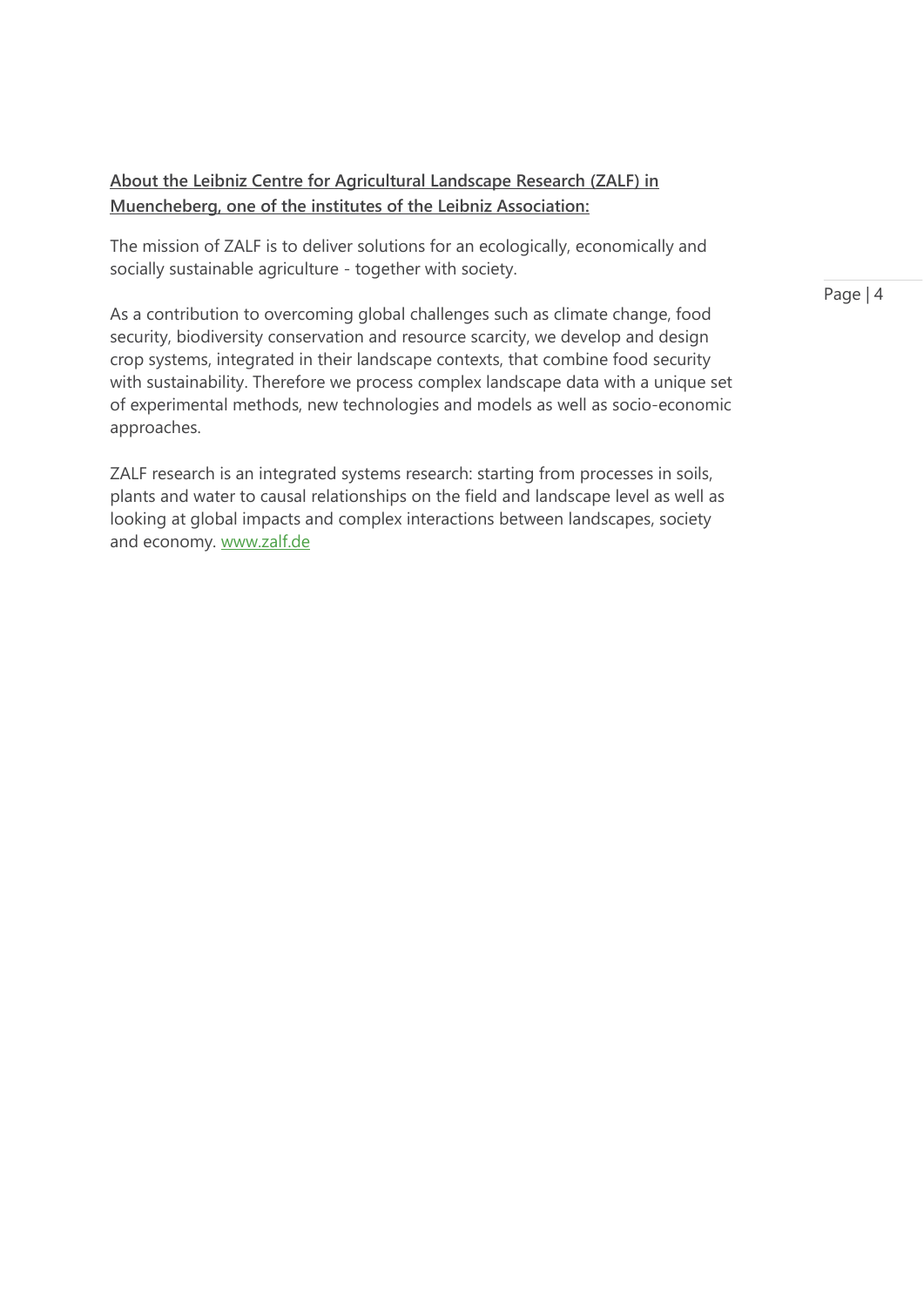**About the Leibniz Centre for Agricultural Landscape Research (ZALF) in Muencheberg, one of the institutes of the Leibniz Association:**

The mission of ZALF is to deliver solutions for an ecologically, economically and socially sustainable agriculture - together with society.

As a contribution to overcoming global challenges such as climate change, food security, biodiversity conservation and resource scarcity, we develop and design crop systems, integrated in their landscape contexts, that combine food security with sustainability. Therefore we process complex landscape data with a unique set of experimental methods, new technologies and models as well as socio-economic approaches.

ZALF research is an integrated systems research: starting from processes in soils, plants and water to causal relationships on the field and landscape level as well as looking at global impacts and complex interactions between landscapes, society and economy. www.zalf.de